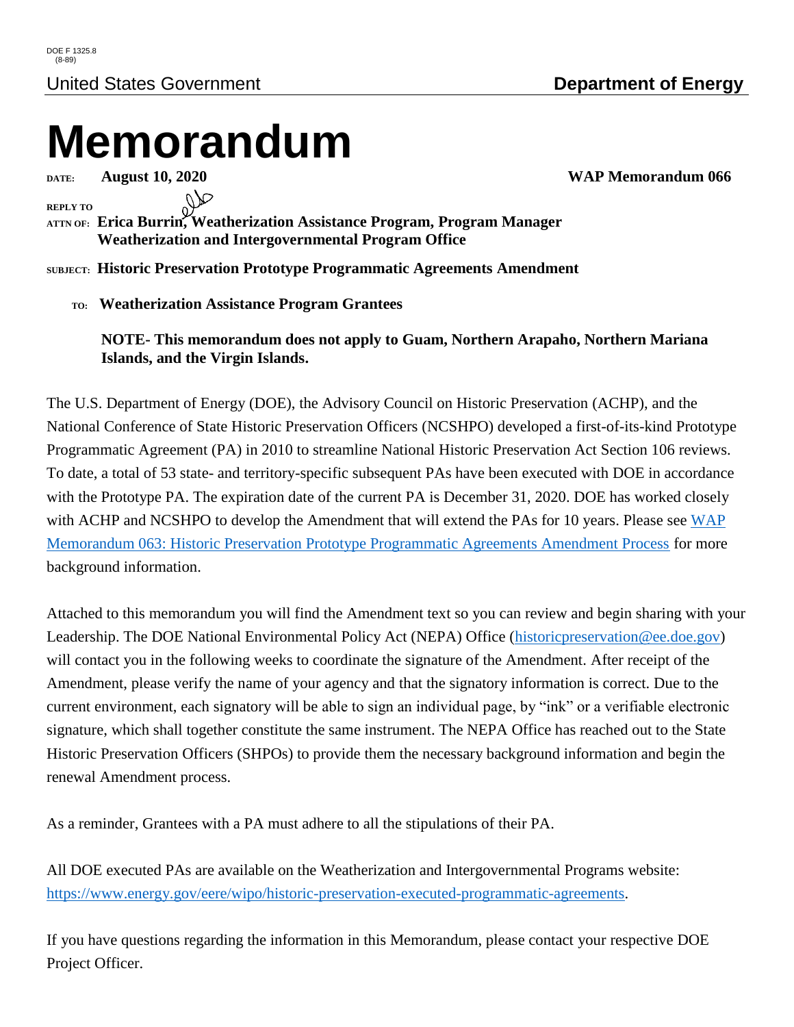DOE F 1325.8
(8-89)

United States Government **Department of Energy**

# Memorandum

**DATE:** **August 10, 2020** **WAP Memorandum 066**

**REPLY TO**
**ATTN OF:** **Erica Burrin, Weatherization Assistance Program, Program Manager**
**Weatherization and Intergovernmental Program Office**

**SUBJECT:** **Historic Preservation Prototype Programmatic Agreements Amendment**

**TO:** **Weatherization Assistance Program Grantees**

**NOTE- This memorandum does not apply to Guam, Northern Arapaho, Northern Mariana Islands, and the Virgin Islands.**

The U.S. Department of Energy (DOE), the Advisory Council on Historic Preservation (ACHP), and the National Conference of State Historic Preservation Officers (NCSHPO) developed a first-of-its-kind Prototype Programmatic Agreement (PA) in 2010 to streamline National Historic Preservation Act Section 106 reviews. To date, a total of 53 state- and territory-specific subsequent PAs have been executed with DOE in accordance with the Prototype PA. The expiration date of the current PA is December 31, 2020. DOE has worked closely with ACHP and NCSHPO to develop the Amendment that will extend the PAs for 10 years. Please see WAP Memorandum 063: Historic Preservation Prototype Programmatic Agreements Amendment Process for more background information.

Attached to this memorandum you will find the Amendment text so you can review and begin sharing with your Leadership. The DOE National Environmental Policy Act (NEPA) Office (historicpreservation@ee.doe.gov) will contact you in the following weeks to coordinate the signature of the Amendment. After receipt of the Amendment, please verify the name of your agency and that the signatory information is correct. Due to the current environment, each signatory will be able to sign an individual page, by "ink" or a verifiable electronic signature, which shall together constitute the same instrument. The NEPA Office has reached out to the State Historic Preservation Officers (SHPOs) to provide them the necessary background information and begin the renewal Amendment process.

As a reminder, Grantees with a PA must adhere to all the stipulations of their PA.

All DOE executed PAs are available on the Weatherization and Intergovernmental Programs website: https://www.energy.gov/eere/wipo/historic-preservation-executed-programmatic-agreements.

If you have questions regarding the information in this Memorandum, please contact your respective DOE Project Officer.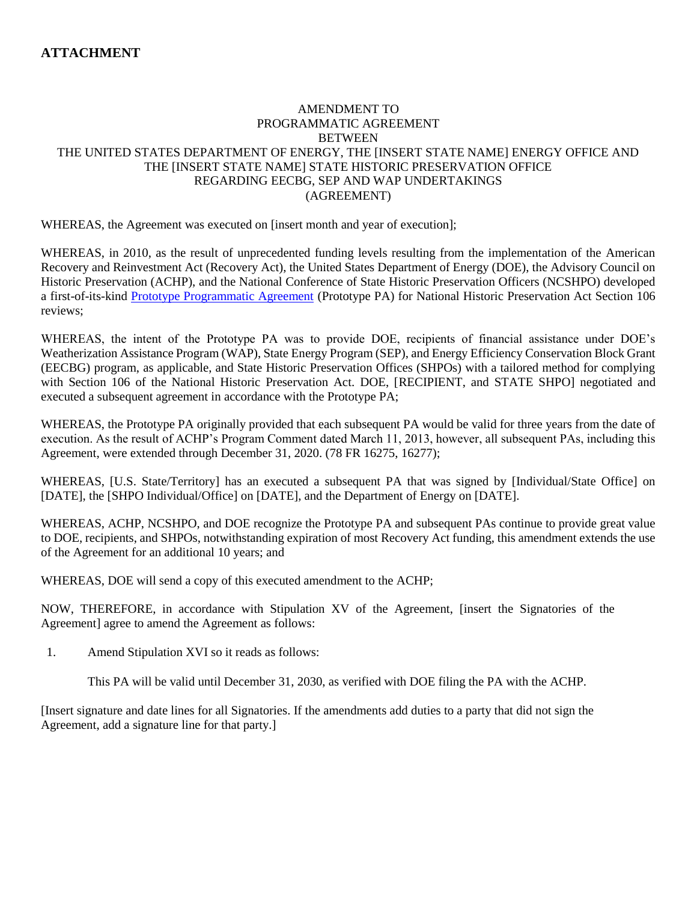## ATTACHMENT

AMENDMENT TO
PROGRAMMATIC AGREEMENT
BETWEEN
THE UNITED STATES DEPARTMENT OF ENERGY, THE [INSERT STATE NAME] ENERGY OFFICE AND THE [INSERT STATE NAME] STATE HISTORIC PRESERVATION OFFICE
REGARDING EECBG, SEP AND WAP UNDERTAKINGS
(AGREEMENT)

WHEREAS, the Agreement was executed on [insert month and year of execution];

WHEREAS, in 2010, as the result of unprecedented funding levels resulting from the implementation of the American Recovery and Reinvestment Act (Recovery Act), the United States Department of Energy (DOE), the Advisory Council on Historic Preservation (ACHP), and the National Conference of State Historic Preservation Officers (NCSHPO) developed a first-of-its-kind Prototype Programmatic Agreement (Prototype PA) for National Historic Preservation Act Section 106 reviews;

WHEREAS, the intent of the Prototype PA was to provide DOE, recipients of financial assistance under DOE's Weatherization Assistance Program (WAP), State Energy Program (SEP), and Energy Efficiency Conservation Block Grant (EECBG) program, as applicable, and State Historic Preservation Offices (SHPOs) with a tailored method for complying with Section 106 of the National Historic Preservation Act. DOE, [RECIPIENT, and STATE SHPO] negotiated and executed a subsequent agreement in accordance with the Prototype PA;

WHEREAS, the Prototype PA originally provided that each subsequent PA would be valid for three years from the date of execution. As the result of ACHP's Program Comment dated March 11, 2013, however, all subsequent PAs, including this Agreement, were extended through December 31, 2020. (78 FR 16275, 16277);

WHEREAS, [U.S. State/Territory] has an executed a subsequent PA that was signed by [Individual/State Office] on [DATE], the [SHPO Individual/Office] on [DATE], and the Department of Energy on [DATE].

WHEREAS, ACHP, NCSHPO, and DOE recognize the Prototype PA and subsequent PAs continue to provide great value to DOE, recipients, and SHPOs, notwithstanding expiration of most Recovery Act funding, this amendment extends the use of the Agreement for an additional 10 years; and

WHEREAS, DOE will send a copy of this executed amendment to the ACHP;

NOW, THEREFORE, in accordance with Stipulation XV of the Agreement, [insert the Signatories of the Agreement] agree to amend the Agreement as follows:

1. Amend Stipulation XVI so it reads as follows:

   This PA will be valid until December 31, 2030, as verified with DOE filing the PA with the ACHP.

[Insert signature and date lines for all Signatories. If the amendments add duties to a party that did not sign the Agreement, add a signature line for that party.]